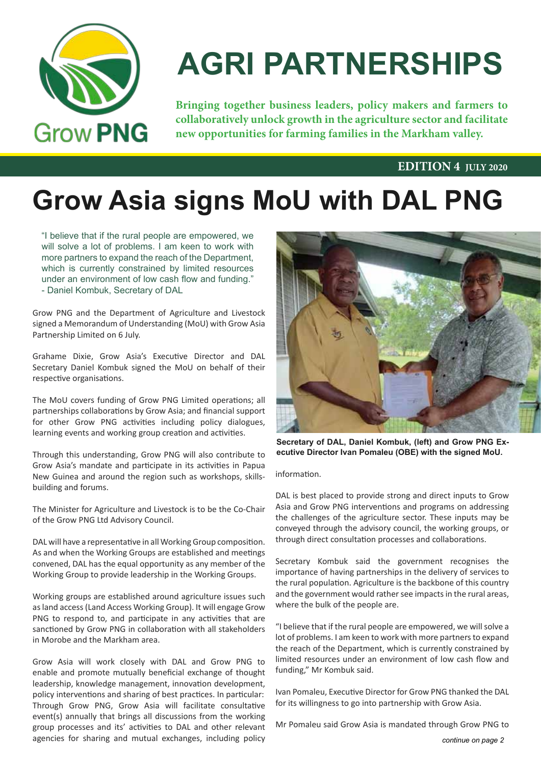# AGRI PARTNERSHIPS

**Bringing together business leaders, policy makers and farmers to collaboratively unlock growth in the agriculture sector and facilitate new opportunities for farming families in the Markham valley.**

**EDITION 4 JULY 2020**

# Grow Asia signs MoU with DAL PNG

> "I believe that if the rural people are empowered, we will solve a lot of problems. I am keen to work with more partners to expand the reach of the Department, which is currently constrained by limited resources under an environment of low cash flow and funding."
> - Daniel Kombuk, Secretary of DAL

Grow PNG and the Department of Agriculture and Livestock signed a Memorandum of Understanding (MoU) with Grow Asia Partnership Limited on 6 July.

Grahame Dixie, Grow Asia's Executive Director and DAL Secretary Daniel Kombuk signed the MoU on behalf of their respective organisations.

The MoU covers funding of Grow PNG Limited operations; all partnerships collaborations by Grow Asia; and financial support for other Grow PNG activities including policy dialogues, learning events and working group creation and activities.

Through this understanding, Grow PNG will also contribute to Grow Asia's mandate and participate in its activities in Papua New Guinea and around the region such as workshops, skills-building and forums.

The Minister for Agriculture and Livestock is to be the Co-Chair of the Grow PNG Ltd Advisory Council.

DAL will have a representative in all Working Group composition. As and when the Working Groups are established and meetings convened, DAL has the equal opportunity as any member of the Working Group to provide leadership in the Working Groups.

Working groups are established around agriculture issues such as land access (Land Access Working Group). It will engage Grow PNG to respond to, and participate in any activities that are sanctioned by Grow PNG in collaboration with all stakeholders in Morobe and the Markham area.

Grow Asia will work closely with DAL and Grow PNG to enable and promote mutually beneficial exchange of thought leadership, knowledge management, innovation development, policy interventions and sharing of best practices. In particular: Through Grow PNG, Grow Asia will facilitate consultative event(s) annually that brings all discussions from the working group processes and its' activities to DAL and other relevant agencies for sharing and mutual exchanges, including policy information.

**Secretary of DAL, Daniel Kombuk, (left) and Grow PNG Executive Director Ivan Pomaleu (OBE) with the signed MoU.**

DAL is best placed to provide strong and direct inputs to Grow Asia and Grow PNG interventions and programs on addressing the challenges of the agriculture sector. These inputs may be conveyed through the advisory council, the working groups, or through direct consultation processes and collaborations.

Secretary Kombuk said the government recognises the importance of having partnerships in the delivery of services to the rural population. Agriculture is the backbone of this country and the government would rather see impacts in the rural areas, where the bulk of the people are.

"I believe that if the rural people are empowered, we will solve a lot of problems. I am keen to work with more partners to expand the reach of the Department, which is currently constrained by limited resources under an environment of low cash flow and funding," Mr Kombuk said.

Ivan Pomaleu, Executive Director for Grow PNG thanked the DAL for its willingness to go into partnership with Grow Asia.

Mr Pomaleu said Grow Asia is mandated through Grow PNG to

*continue on page 2*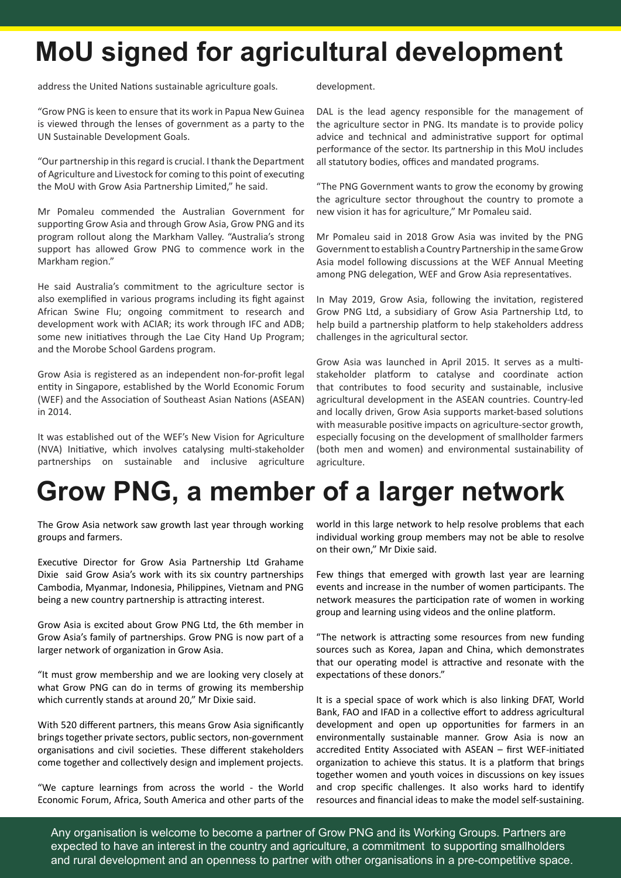# MoU signed for agricultural development

address the United Nations sustainable agriculture goals.

"Grow PNG is keen to ensure that its work in Papua New Guinea is viewed through the lenses of government as a party to the UN Sustainable Development Goals.

"Our partnership in this regard is crucial. I thank the Department of Agriculture and Livestock for coming to this point of executing the MoU with Grow Asia Partnership Limited," he said.

Mr Pomaleu commended the Australian Government for supporting Grow Asia and through Grow Asia, Grow PNG and its program rollout along the Markham Valley. "Australia's strong support has allowed Grow PNG to commence work in the Markham region."

He said Australia's commitment to the agriculture sector is also exemplified in various programs including its fight against African Swine Flu; ongoing commitment to research and development work with ACIAR; its work through IFC and ADB; some new initiatives through the Lae City Hand Up Program; and the Morobe School Gardens program.

Grow Asia is registered as an independent non-for-profit legal entity in Singapore, established by the World Economic Forum (WEF) and the Association of Southeast Asian Nations (ASEAN) in 2014.

It was established out of the WEF's New Vision for Agriculture (NVA) Initiative, which involves catalysing multi-stakeholder partnerships on sustainable and inclusive agriculture development.

DAL is the lead agency responsible for the management of the agriculture sector in PNG. Its mandate is to provide policy advice and technical and administrative support for optimal performance of the sector. Its partnership in this MoU includes all statutory bodies, offices and mandated programs.

"The PNG Government wants to grow the economy by growing the agriculture sector throughout the country to promote a new vision it has for agriculture," Mr Pomaleu said.

Mr Pomaleu said in 2018 Grow Asia was invited by the PNG Government to establish a Country Partnership in the same Grow Asia model following discussions at the WEF Annual Meeting among PNG delegation, WEF and Grow Asia representatives.

In May 2019, Grow Asia, following the invitation, registered Grow PNG Ltd, a subsidiary of Grow Asia Partnership Ltd, to help build a partnership platform to help stakeholders address challenges in the agricultural sector.

Grow Asia was launched in April 2015. It serves as a multi-stakeholder platform to catalyse and coordinate action that contributes to food security and sustainable, inclusive agricultural development in the ASEAN countries. Country-led and locally driven, Grow Asia supports market-based solutions with measurable positive impacts on agriculture-sector growth, especially focusing on the development of smallholder farmers (both men and women) and environmental sustainability of agriculture.

# Grow PNG, a member of a larger network

The Grow Asia network saw growth last year through working groups and farmers.

Executive Director for Grow Asia Partnership Ltd Grahame Dixie said Grow Asia's work with its six country partnerships Cambodia, Myanmar, Indonesia, Philippines, Vietnam and PNG being a new country partnership is attracting interest.

Grow Asia is excited about Grow PNG Ltd, the 6th member in Grow Asia's family of partnerships. Grow PNG is now part of a larger network of organization in Grow Asia.

"It must grow membership and we are looking very closely at what Grow PNG can do in terms of growing its membership which currently stands at around 20," Mr Dixie said.

With 520 different partners, this means Grow Asia significantly brings together private sectors, public sectors, non-government organisations and civil societies. These different stakeholders come together and collectively design and implement projects.

"We capture learnings from across the world - the World Economic Forum, Africa, South America and other parts of the world in this large network to help resolve problems that each individual working group members may not be able to resolve on their own," Mr Dixie said.

Few things that emerged with growth last year are learning events and increase in the number of women participants. The network measures the participation rate of women in working group and learning using videos and the online platform.

"The network is attracting some resources from new funding sources such as Korea, Japan and China, which demonstrates that our operating model is attractive and resonate with the expectations of these donors."

It is a special space of work which is also linking DFAT, World Bank, FAO and IFAD in a collective effort to address agricultural development and open up opportunities for farmers in an environmentally sustainable manner. Grow Asia is now an accredited Entity Associated with ASEAN – first WEF-initiated organization to achieve this status. It is a platform that brings together women and youth voices in discussions on key issues and crop specific challenges. It also works hard to identify resources and financial ideas to make the model self-sustaining.

Any organisation is welcome to become a partner of Grow PNG and its Working Groups. Partners are expected to have an interest in the country and agriculture, a commitment to supporting smallholders and rural development and an openness to partner with other organisations in a pre-competitive space.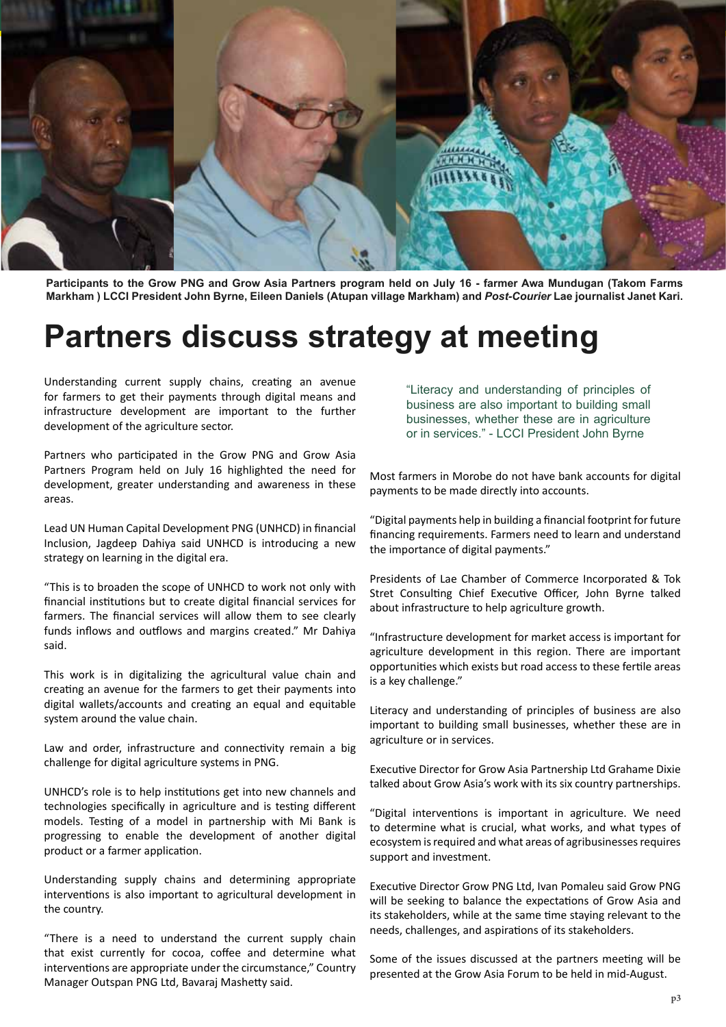**Participants to the Grow PNG and Grow Asia Partners program held on July 16 - farmer Awa Mundugan (Takom Farms Markham ) LCCI President John Byrne, Eileen Daniels (Atupan village Markham) and *Post-Courier* Lae journalist Janet Kari.**

# Partners discuss strategy at meeting

Understanding current supply chains, creating an avenue for farmers to get their payments through digital means and infrastructure development are important to the further development of the agriculture sector.

Partners who participated in the Grow PNG and Grow Asia Partners Program held on July 16 highlighted the need for development, greater understanding and awareness in these areas.

Lead UN Human Capital Development PNG (UNHCD) in financial Inclusion, Jagdeep Dahiya said UNHCD is introducing a new strategy on learning in the digital era.

"This is to broaden the scope of UNHCD to work not only with financial institutions but to create digital financial services for farmers. The financial services will allow them to see clearly funds inflows and outflows and margins created." Mr Dahiya said.

This work is in digitalizing the agricultural value chain and creating an avenue for the farmers to get their payments into digital wallets/accounts and creating an equal and equitable system around the value chain.

Law and order, infrastructure and connectivity remain a big challenge for digital agriculture systems in PNG.

UNHCD's role is to help institutions get into new channels and technologies specifically in agriculture and is testing different models. Testing of a model in partnership with Mi Bank is progressing to enable the development of another digital product or a farmer application.

Understanding supply chains and determining appropriate interventions is also important to agricultural development in the country.

"There is a need to understand the current supply chain that exist currently for cocoa, coffee and determine what interventions are appropriate under the circumstance," Country Manager Outspan PNG Ltd, Bavaraj Mashetty said.

> "Literacy and understanding of principles of business are also important to building small businesses, whether these are in agriculture or in services." - LCCI President John Byrne

Most farmers in Morobe do not have bank accounts for digital payments to be made directly into accounts.

"Digital payments help in building a financial footprint for future financing requirements. Farmers need to learn and understand the importance of digital payments."

Presidents of Lae Chamber of Commerce Incorporated & Tok Stret Consulting Chief Executive Officer, John Byrne talked about infrastructure to help agriculture growth.

"Infrastructure development for market access is important for agriculture development in this region. There are important opportunities which exists but road access to these fertile areas is a key challenge."

Literacy and understanding of principles of business are also important to building small businesses, whether these are in agriculture or in services.

Executive Director for Grow Asia Partnership Ltd Grahame Dixie talked about Grow Asia's work with its six country partnerships.

"Digital interventions is important in agriculture. We need to determine what is crucial, what works, and what types of ecosystem is required and what areas of agribusinesses requires support and investment.

Executive Director Grow PNG Ltd, Ivan Pomaleu said Grow PNG will be seeking to balance the expectations of Grow Asia and its stakeholders, while at the same time staying relevant to the needs, challenges, and aspirations of its stakeholders.

Some of the issues discussed at the partners meeting will be presented at the Grow Asia Forum to be held in mid-August.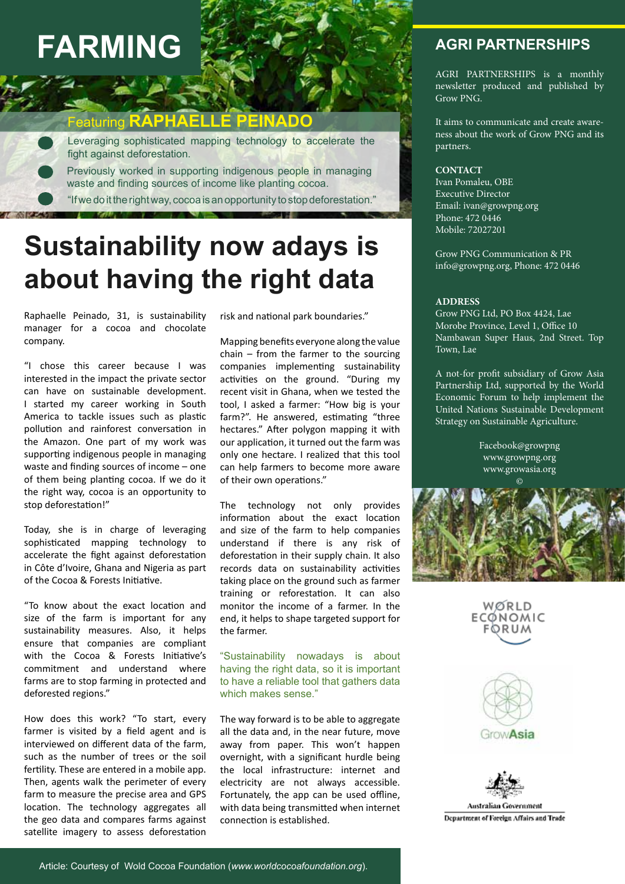# FARMING

Featuring **RAPHAELLE PEINADO**

- Leveraging sophisticated mapping technology to accelerate the fight against deforestation.
- Previously worked in supporting indigenous people in managing waste and finding sources of income like planting cocoa.
- "If we do it the right way, cocoa is an opportunity to stop deforestation."

# Sustainability now adays is about having the right data

Raphaelle Peinado, 31, is sustainability manager for a cocoa and chocolate company.

"I chose this career because I was interested in the impact the private sector can have on sustainable development. I started my career working in South America to tackle issues such as plastic pollution and rainforest conversation in the Amazon. One part of my work was supporting indigenous people in managing waste and finding sources of income – one of them being planting cocoa. If we do it the right way, cocoa is an opportunity to stop deforestation!"

Today, she is in charge of leveraging sophisticated mapping technology to accelerate the fight against deforestation in Côte d'Ivoire, Ghana and Nigeria as part of the Cocoa & Forests Initiative.

"To know about the exact location and size of the farm is important for any sustainability measures. Also, it helps ensure that companies are compliant with the Cocoa & Forests Initiative's commitment and understand where farms are to stop farming in protected and deforested regions."

How does this work? "To start, every farmer is visited by a field agent and is interviewed on different data of the farm, such as the number of trees or the soil fertility. These are entered in a mobile app. Then, agents walk the perimeter of every farm to measure the precise area and GPS location. The technology aggregates all the geo data and compares farms against satellite imagery to assess deforestation risk and national park boundaries."

Mapping benefits everyone along the value chain – from the farmer to the sourcing companies implementing sustainability activities on the ground. "During my recent visit in Ghana, when we tested the tool, I asked a farmer: "How big is your farm?". He answered, estimating "three hectares." After polygon mapping it with our application, it turned out the farm was only one hectare. I realized that this tool can help farmers to become more aware of their own operations."

The technology not only provides information about the exact location and size of the farm to help companies understand if there is any risk of deforestation in their supply chain. It also records data on sustainability activities taking place on the ground such as farmer training or reforestation. It can also monitor the income of a farmer. In the end, it helps to shape targeted support for the farmer.

> "Sustainability nowadays is about having the right data, so it is important to have a reliable tool that gathers data which makes sense."

The way forward is to be able to aggregate all the data and, in the near future, move away from paper. This won't happen overnight, with a significant hurdle being the local infrastructure: internet and electricity are not always accessible. Fortunately, the app can be used offline, with data being transmitted when internet connection is established.

Article: Courtesy of Wold Cocoa Foundation (*www.worldcocoafoundation.org*).

## AGRI PARTNERSHIPS

AGRI PARTNERSHIPS is a monthly newsletter produced and published by Grow PNG.

It aims to communicate and create awareness about the work of Grow PNG and its partners.

**CONTACT**
Ivan Pomaleu, OBE
Executive Director
Email: ivan@growpng.org
Phone: 472 0446
Mobile: 72027201

Grow PNG Communication & PR
info@growpng.org, Phone: 472 0446

**ADDRESS**
Grow PNG Ltd, PO Box 4424, Lae Morobe Province, Level 1, Office 10 Nambawan Super Haus, 2nd Street. Top Town, Lae

A not-for profit subsidiary of Grow Asia Partnership Ltd, supported by the World Economic Forum to help implement the United Nations Sustainable Development Strategy on Sustainable Agriculture.

Facebook@growpng
www.growpng.org
www.growasia.org
©

WORLD ECONOMIC FORUM

GrowAsia

Australian Government
Department of Foreign Affairs and Trade